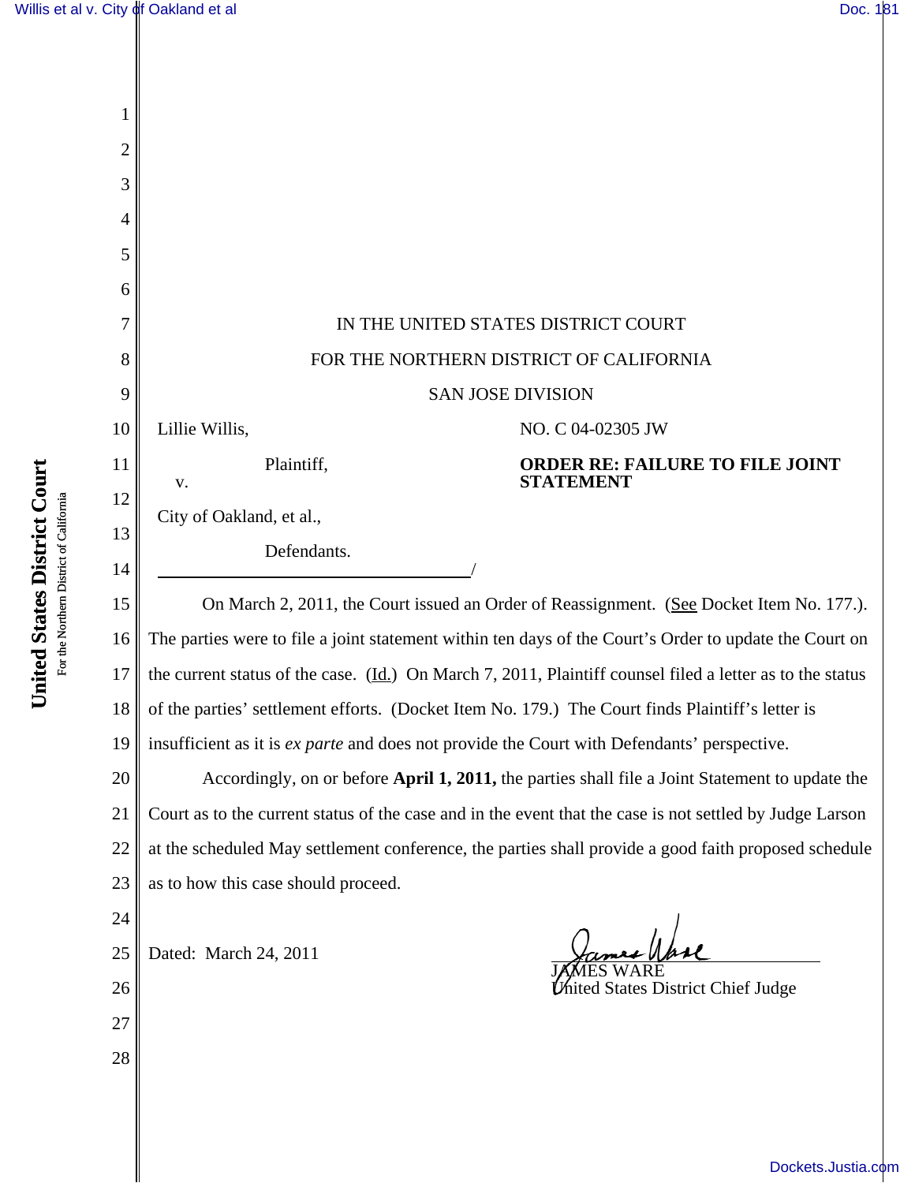IN THE UNITED STATES DISTRICT COURT

FOR THE NORTHERN DISTRICT OF CALIFORNIA

SAN JOSE DIVISION

Lillie Willis,

Plaintiff,

v.

City of Oakland, et al.,

Defendants.

NO. C 04-02305 JW

**ORDER RE: FAILURE TO FILE JOINT STATEMENT**

On March 2, 2011, the Court issued an Order of Reassignment. (See Docket Item No. 177.). The parties were to file a joint statement within ten days of the Court's Order to update the Court on the current status of the case. (Id.) On March 7, 2011, Plaintiff counsel filed a letter as to the status of the parties' settlement efforts. (Docket Item No. 179.) The Court finds Plaintiff's letter is insufficient as it is *ex parte* and does not provide the Court with Defendants' perspective.

Accordingly, on or before **April 1, 2011,** the parties shall file a Joint Statement to update the Court as to the current status of the case and in the event that the case is not settled by Judge Larson at the scheduled May settlement conference, the parties shall provide a good faith proposed schedule as to how this case should proceed.

Dated: March 24, 2011

JAMES WARE
United States District Chief Judge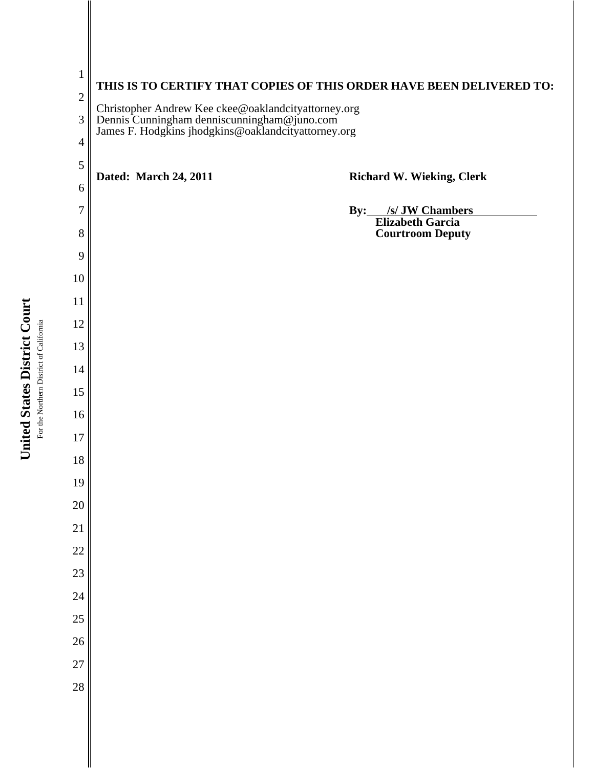**THIS IS TO CERTIFY THAT COPIES OF THIS ORDER HAVE BEEN DELIVERED TO:**

Christopher Andrew Kee ckee@oaklandcityattorney.org
Dennis Cunningham denniscunningham@juno.com
James F. Hodgkins jhodgkins@oaklandcityattorney.org

**Dated: March 24, 2011**

**Richard W. Wieking, Clerk**

**By: /s/ JW Chambers**
**Elizabeth Garcia**
**Courtroom Deputy**